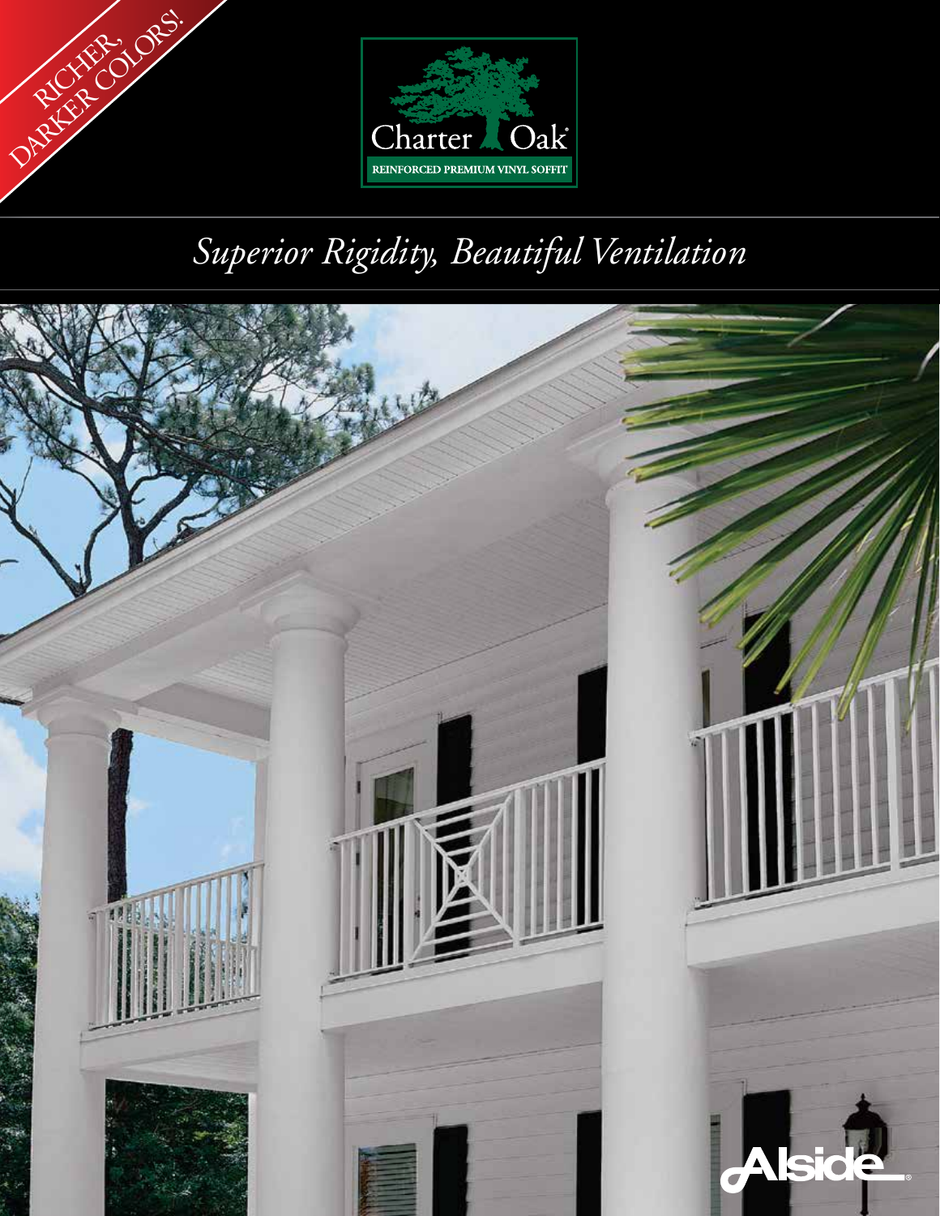RICHER, DARKER COLORS!

Charter Oak®

REINFORCED PREMIUM VINYL SOFFIT

# *Superior Rigidity, Beautiful Ventilation*

Alside®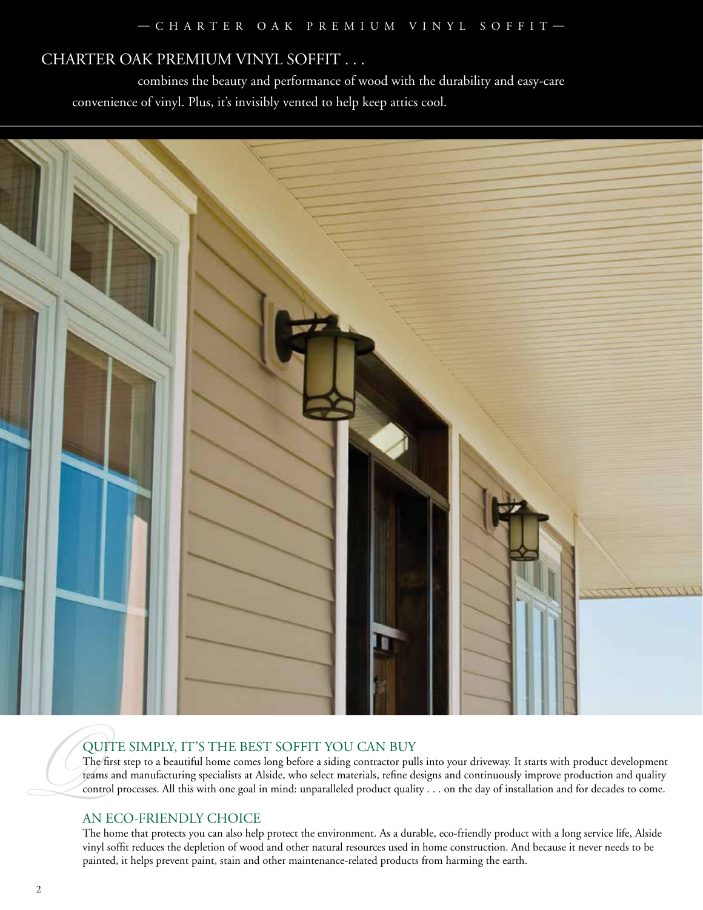# CHARTER OAK PREMIUM VINYL SOFFIT . . .

combines the beauty and performance of wood with the durability and easy-care convenience of vinyl. Plus, it's invisibly vented to help keep attics cool.

## QUITE SIMPLY, IT'S THE BEST SOFFIT YOU CAN BUY

The first step to a beautiful home comes long before a siding contractor pulls into your driveway. It starts with product development teams and manufacturing specialists at Alside, who select materials, refine designs and continuously improve production and quality control processes. All this with one goal in mind: unparalleled product quality . . . on the day of installation and for decades to come.

## AN ECO-FRIENDLY CHOICE

The home that protects you can also help protect the environment. As a durable, eco-friendly product with a long service life, Alside vinyl soffit reduces the depletion of wood and other natural resources used in home construction. And because it never needs to be painted, it helps prevent paint, stain and other maintenance-related products from harming the earth.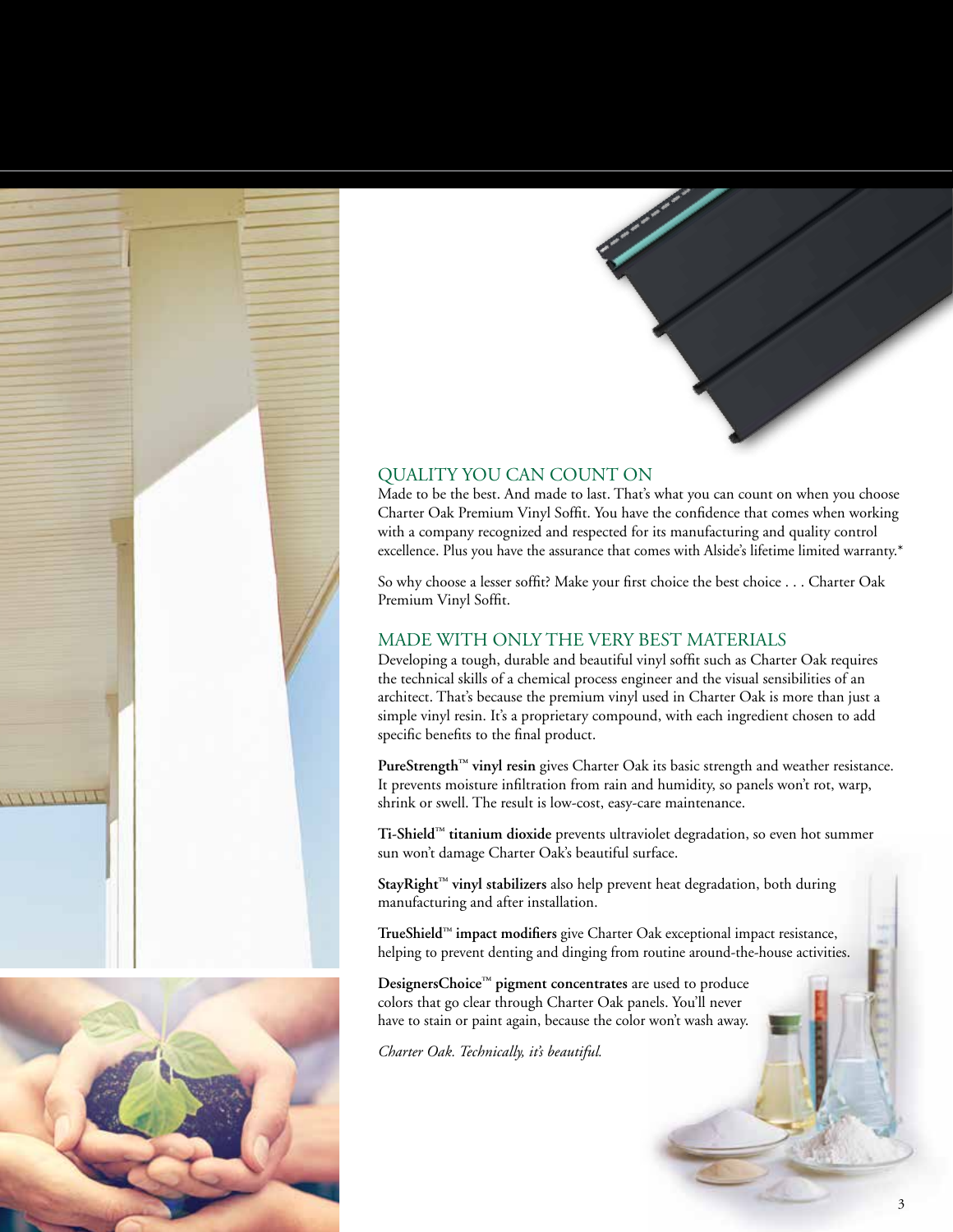## QUALITY YOU CAN COUNT ON

Made to be the best. And made to last. That's what you can count on when you choose Charter Oak Premium Vinyl Soffit. You have the confidence that comes when working with a company recognized and respected for its manufacturing and quality control excellence. Plus you have the assurance that comes with Alside's lifetime limited warranty.*

So why choose a lesser soffit? Make your first choice the best choice . . . Charter Oak Premium Vinyl Soffit.

## MADE WITH ONLY THE VERY BEST MATERIALS

Developing a tough, durable and beautiful vinyl soffit such as Charter Oak requires the technical skills of a chemical process engineer and the visual sensibilities of an architect. That's because the premium vinyl used in Charter Oak is more than just a simple vinyl resin. It's a proprietary compound, with each ingredient chosen to add specific benefits to the final product.

**PureStrength™ vinyl resin** gives Charter Oak its basic strength and weather resistance. It prevents moisture infiltration from rain and humidity, so panels won't rot, warp, shrink or swell. The result is low-cost, easy-care maintenance.

**Ti-Shield™ titanium dioxide** prevents ultraviolet degradation, so even hot summer sun won't damage Charter Oak's beautiful surface.

**StayRight™ vinyl stabilizers** also help prevent heat degradation, both during manufacturing and after installation.

**TrueShield™ impact modifiers** give Charter Oak exceptional impact resistance, helping to prevent denting and dinging from routine around-the-house activities.

**DesignersChoice™ pigment concentrates** are used to produce colors that go clear through Charter Oak panels. You'll never have to stain or paint again, because the color won't wash away.

*Charter Oak. Technically, it's beautiful.*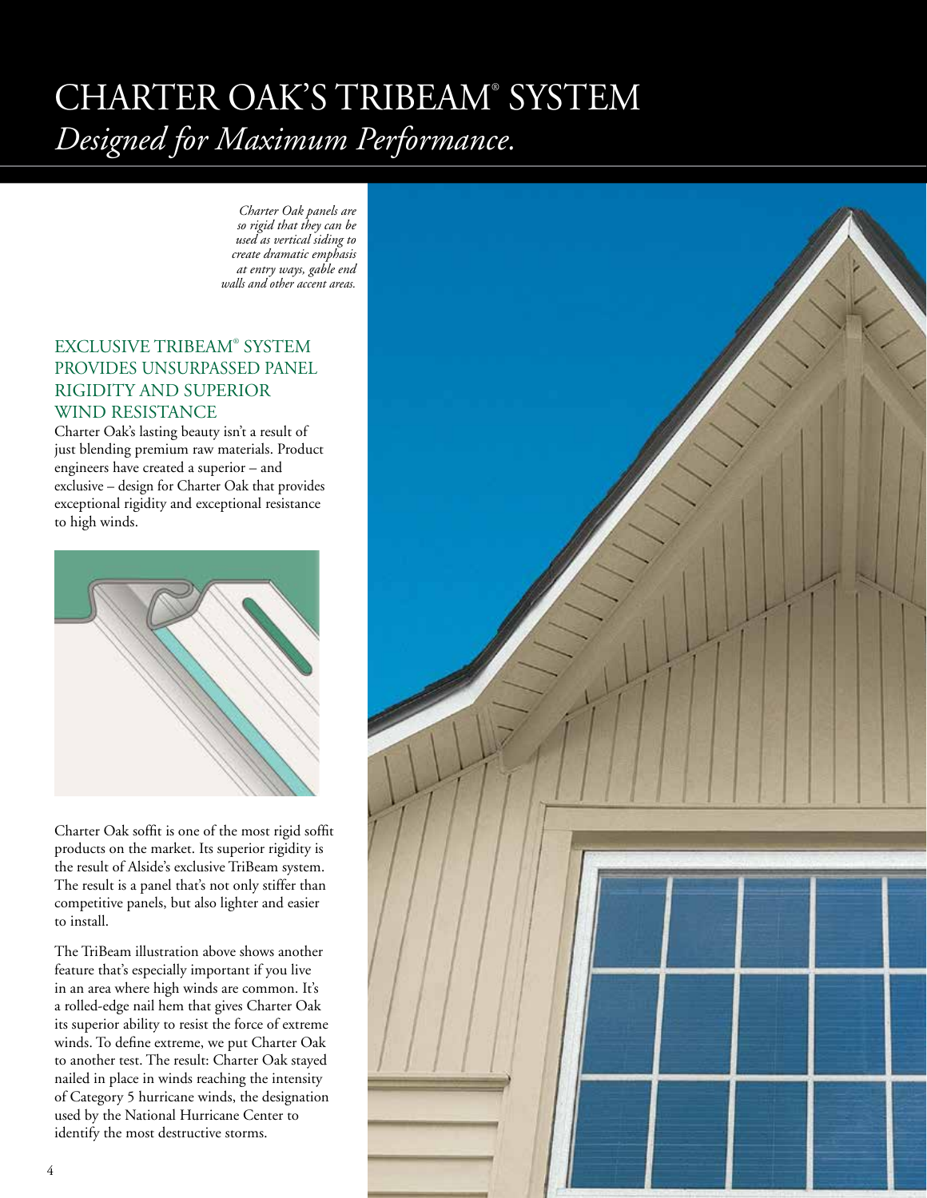# CHARTER OAK'S TRIBEAM® SYSTEM
*Designed for Maximum Performance.*

*Charter Oak panels are so rigid that they can be used as vertical siding to create dramatic emphasis at entry ways, gable end walls and other accent areas.*

## EXCLUSIVE TRIBEAM® SYSTEM PROVIDES UNSURPASSED PANEL RIGIDITY AND SUPERIOR WIND RESISTANCE

Charter Oak's lasting beauty isn't a result of just blending premium raw materials. Product engineers have created a superior – and exclusive – design for Charter Oak that provides exceptional rigidity and exceptional resistance to high winds.

Charter Oak soffit is one of the most rigid soffit products on the market. Its superior rigidity is the result of Alside's exclusive TriBeam system. The result is a panel that's not only stiffer than competitive panels, but also lighter and easier to install.

The TriBeam illustration above shows another feature that's especially important if you live in an area where high winds are common. It's a rolled-edge nail hem that gives Charter Oak its superior ability to resist the force of extreme winds. To define extreme, we put Charter Oak to another test. The result: Charter Oak stayed nailed in place in winds reaching the intensity of Category 5 hurricane winds, the designation used by the National Hurricane Center to identify the most destructive storms.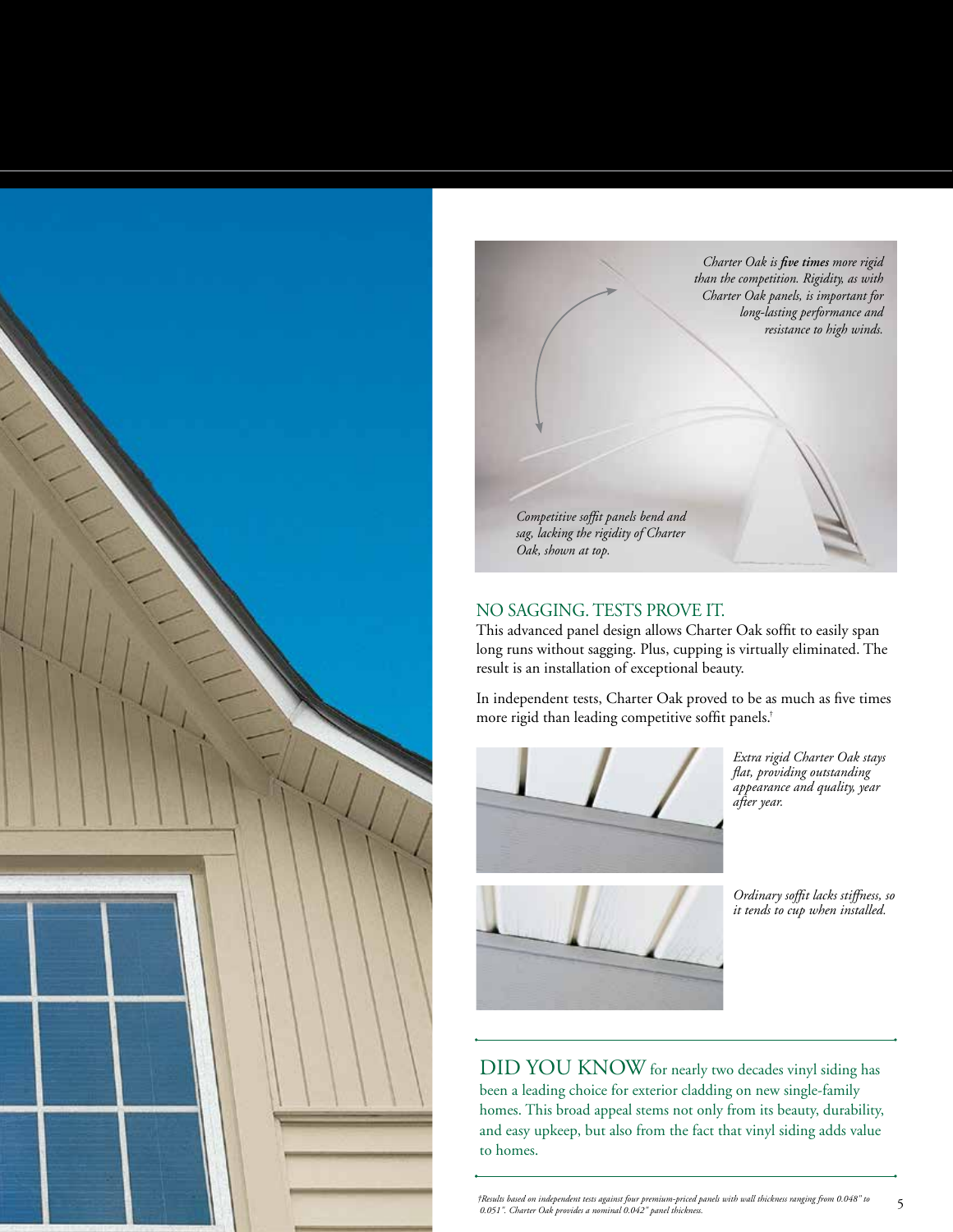*Charter Oak is **five times** more rigid than the competition. Rigidity, as with Charter Oak panels, is important for long-lasting performance and resistance to high winds.*

*Competitive soffit panels bend and sag, lacking the rigidity of Charter Oak, shown at top.*

## NO SAGGING. TESTS PROVE IT.

This advanced panel design allows Charter Oak soffit to easily span long runs without sagging. Plus, cupping is virtually eliminated. The result is an installation of exceptional beauty.

In independent tests, Charter Oak proved to be as much as five times more rigid than leading competitive soffit panels.†

*Extra rigid Charter Oak stays flat, providing outstanding appearance and quality, year after year.*

*Ordinary soffit lacks stiffness, so it tends to cup when installed.*

DID YOU KNOW for nearly two decades vinyl siding has been a leading choice for exterior cladding on new single-family homes. This broad appeal stems not only from its beauty, durability, and easy upkeep, but also from the fact that vinyl siding adds value to homes.

*†Results based on independent tests against four premium-priced panels with wall thickness ranging from 0.048" to 0.051". Charter Oak provides a nominal 0.042" panel thickness.*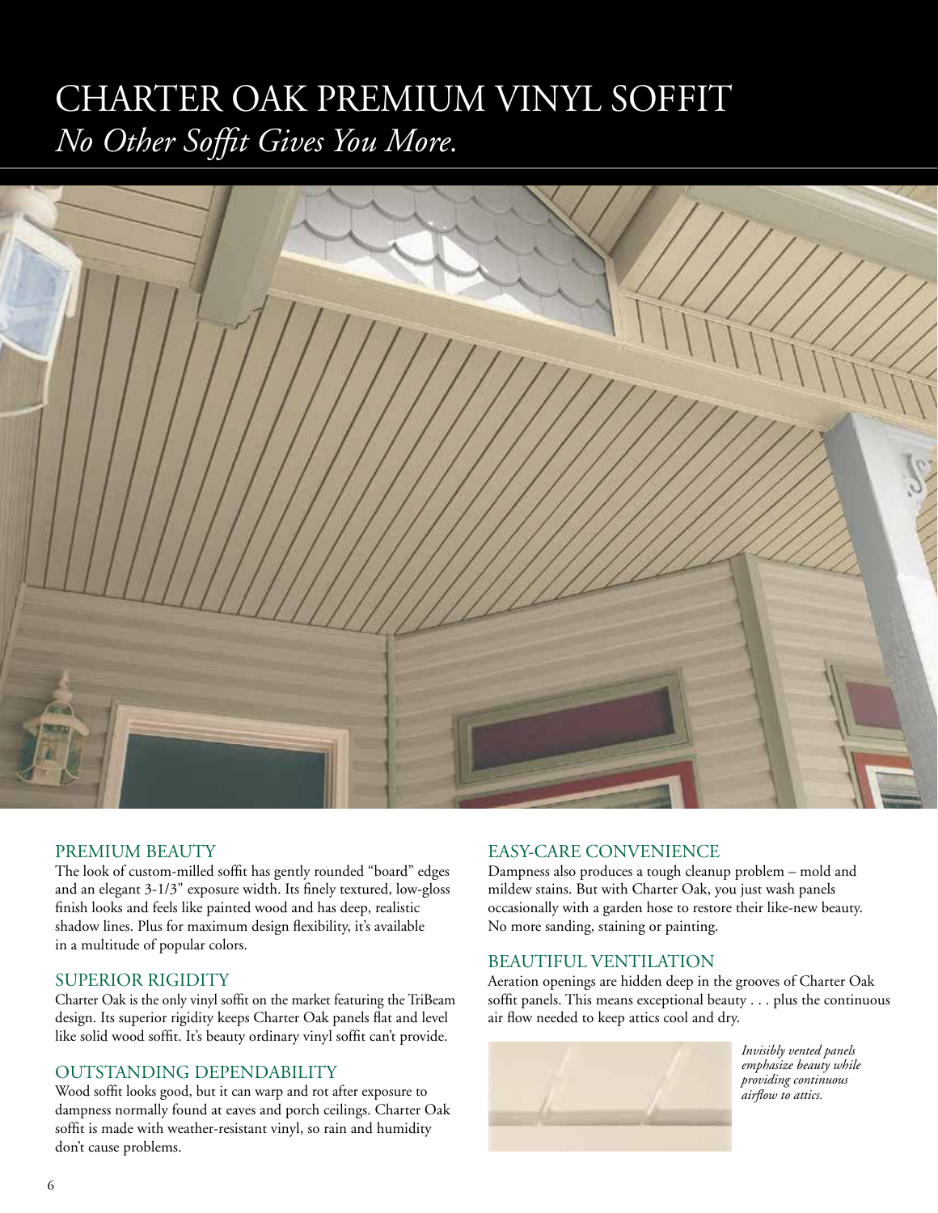# CHARTER OAK PREMIUM VINYL SOFFIT

*No Other Soffit Gives You More.*

## PREMIUM BEAUTY

The look of custom-milled soffit has gently rounded "board" edges and an elegant 3-1/3" exposure width. Its finely textured, low-gloss finish looks and feels like painted wood and has deep, realistic shadow lines. Plus for maximum design flexibility, it's available in a multitude of popular colors.

## SUPERIOR RIGIDITY

Charter Oak is the only vinyl soffit on the market featuring the TriBeam design. Its superior rigidity keeps Charter Oak panels flat and level like solid wood soffit. It's beauty ordinary vinyl soffit can't provide.

## OUTSTANDING DEPENDABILITY

Wood soffit looks good, but it can warp and rot after exposure to dampness normally found at eaves and porch ceilings. Charter Oak soffit is made with weather-resistant vinyl, so rain and humidity don't cause problems.

## EASY-CARE CONVENIENCE

Dampness also produces a tough cleanup problem – mold and mildew stains. But with Charter Oak, you just wash panels occasionally with a garden hose to restore their like-new beauty. No more sanding, staining or painting.

## BEAUTIFUL VENTILATION

Aeration openings are hidden deep in the grooves of Charter Oak soffit panels. This means exceptional beauty . . . plus the continuous air flow needed to keep attics cool and dry.

*Invisibly vented panels emphasize beauty while providing continuous airflow to attics.*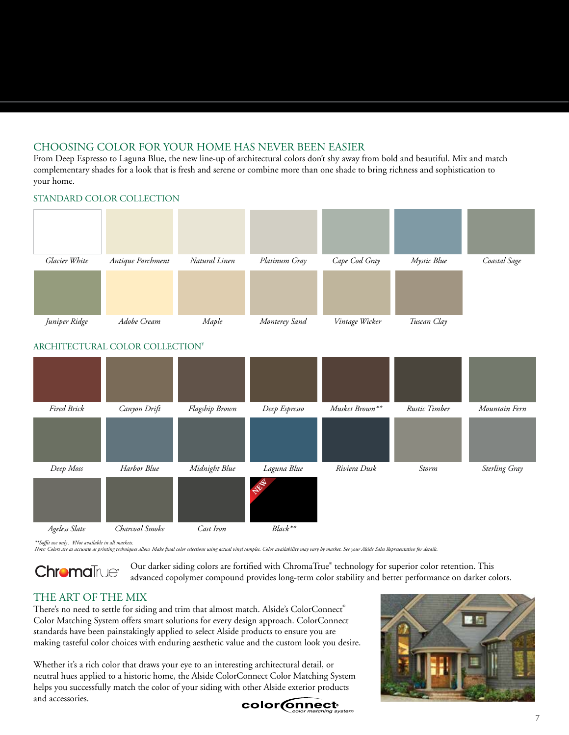## CHOOSING COLOR FOR YOUR HOME HAS NEVER BEEN EASIER

From Deep Espresso to Laguna Blue, the new line-up of architectural colors don't shy away from bold and beautiful. Mix and match complementary shades for a look that is fresh and serene or combine more than one shade to bring richness and sophistication to your home.

### STANDARD COLOR COLLECTION

*Glacier White* · *Antique Parchment* · *Natural Linen* · *Platinum Gray* · *Cape Cod Gray* · *Mystic Blue* · *Coastal Sage*

*Juniper Ridge* · *Adobe Cream* · *Maple* · *Monterey Sand* · *Vintage Wicker* · *Tuscan Clay*

### ARCHITECTURAL COLOR COLLECTION¥

*Fired Brick* · *Canyon Drift* · *Flagship Brown* · *Deep Espresso* · *Musket Brown*** · *Rustic Timber* · *Mountain Fern*

*Deep Moss* · *Harbor Blue* · *Midnight Blue* · *Laguna Blue* · *Riviera Dusk* · *Storm* · *Sterling Gray*

*Ageless Slate* · *Charcoal Smoke* · *Cast Iron* · *Black*** (NEW)

*\*\*Soffit use only. ¥Not available in all markets.*
*Note: Colors are as accurate as printing techniques allow. Make final color selections using actual vinyl samples. Color availability may vary by market. See your Alside Sales Representative for details.*

ChromaTrue®

Our darker siding colors are fortified with ChromaTrue® technology for superior color retention. This advanced copolymer compound provides long-term color stability and better performance on darker colors.

## THE ART OF THE MIX

There's no need to settle for siding and trim that almost match. Alside's ColorConnect® Color Matching System offers smart solutions for every design approach. ColorConnect standards have been painstakingly applied to select Alside products to ensure you are making tasteful color choices with enduring aesthetic value and the custom look you desire.

Whether it's a rich color that draws your eye to an interesting architectural detail, or neutral hues applied to a historic home, the Alside ColorConnect Color Matching System helps you successfully match the color of your siding with other Alside exterior products and accessories.

colorconnect® color matching system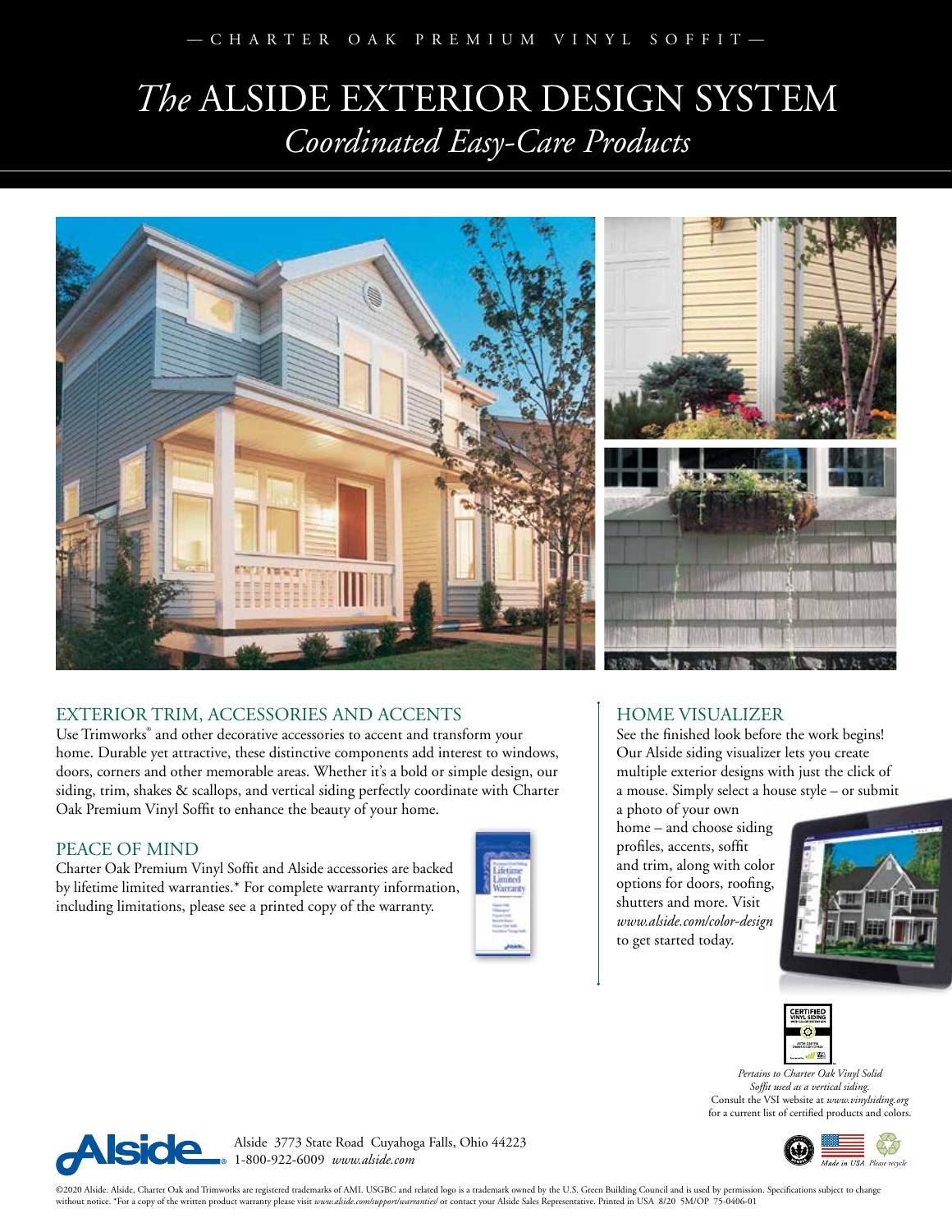— CHARTER OAK PREMIUM VINYL SOFFIT —

# *The* ALSIDE EXTERIOR DESIGN SYSTEM

## *Coordinated Easy-Care Products*

## EXTERIOR TRIM, ACCESSORIES AND ACCENTS

Use Trimworks® and other decorative accessories to accent and transform your home. Durable yet attractive, these distinctive components add interest to windows, doors, corners and other memorable areas. Whether it's a bold or simple design, our siding, trim, shakes & scallops, and vertical siding perfectly coordinate with Charter Oak Premium Vinyl Soffit to enhance the beauty of your home.

## PEACE OF MIND

Charter Oak Premium Vinyl Soffit and Alside accessories are backed by lifetime limited warranties.* For complete warranty information, including limitations, please see a printed copy of the warranty.

## HOME VISUALIZER

See the finished look before the work begins! Our Alside siding visualizer lets you create multiple exterior designs with just the click of a mouse. Simply select a house style – or submit a photo of your own home – and choose siding profiles, accents, soffit and trim, along with color options for doors, roofing, shutters and more. Visit *www.alside.com/color-design* to get started today.

*Pertains to Charter Oak Vinyl Solid Soffit used as a vertical siding.*
Consult the VSI website at *www.vinylsiding.org* for a current list of certified products and colors.

Alside 3773 State Road Cuyahoga Falls, Ohio 44223
1-800-922-6009 *www.alside.com*

*Made in USA* *Please recycle*

©2020 Alside. Alside, Charter Oak and Trimworks are registered trademarks of AMI. USGBC and related logo is a trademark owned by the U.S. Green Building Council and is used by permission. Specifications subject to change without notice. *For a copy of the written product warranty please visit *www.alside.com/support/warranties/* or contact your Alside Sales Representative. Printed in USA 8/20 5M/OP 75-0406-01